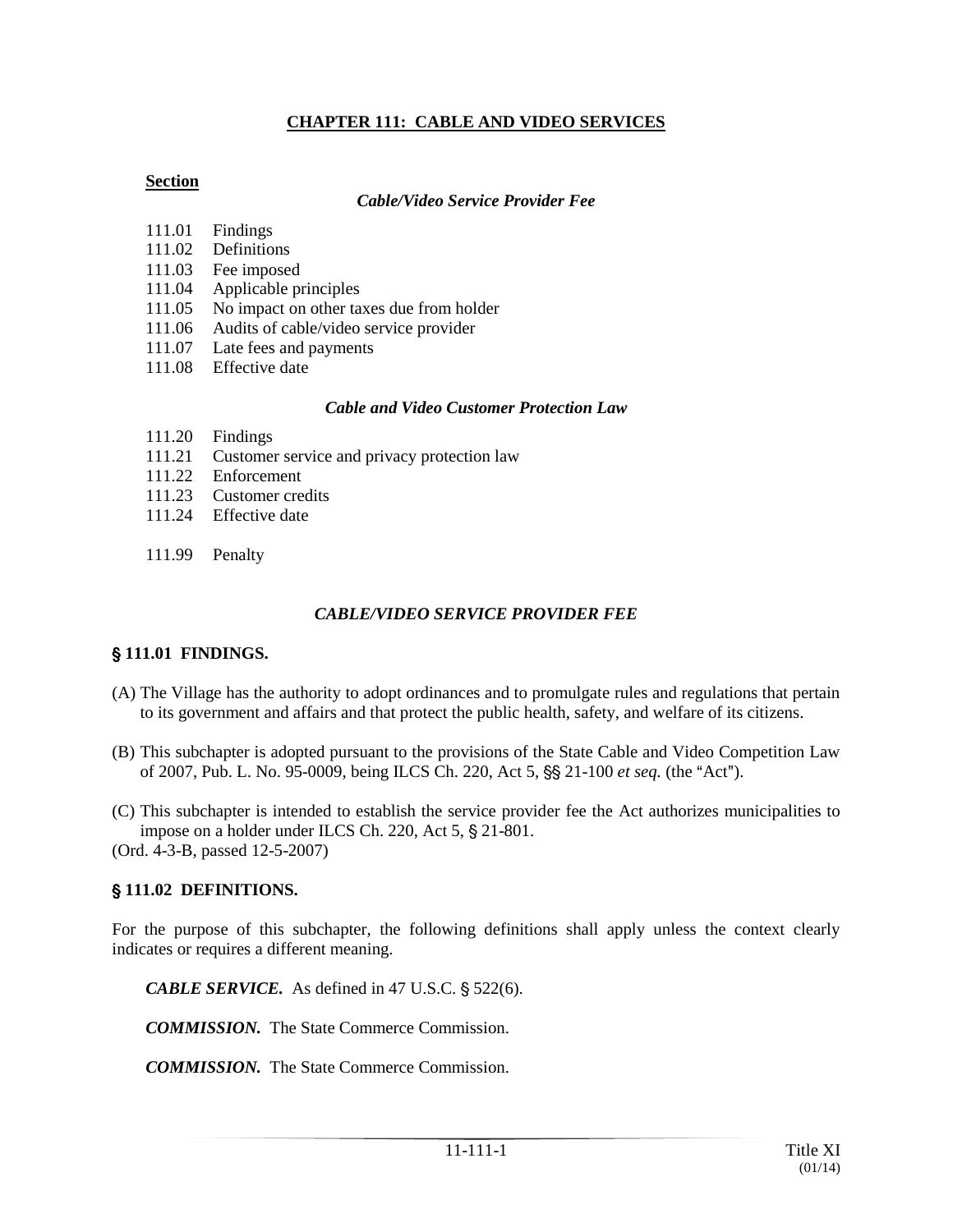# CHAPTER 111: CABLE AND VIDEO SERVICES

**Section**

*Cable/Video Service Provider Fee*

111.01 Findings
111.02 Definitions
111.03 Fee imposed
111.04 Applicable principles
111.05 No impact on other taxes due from holder
111.06 Audits of cable/video service provider
111.07 Late fees and payments
111.08 Effective date

*Cable and Video Customer Protection Law*

111.20 Findings
111.21 Customer service and privacy protection law
111.22 Enforcement
111.23 Customer credits
111.24 Effective date

111.99 Penalty

## *CABLE/VIDEO SERVICE PROVIDER FEE*

### § 111.01 FINDINGS.

(A) The Village has the authority to adopt ordinances and to promulgate rules and regulations that pertain to its government and affairs and that protect the public health, safety, and welfare of its citizens.

(B) This subchapter is adopted pursuant to the provisions of the State Cable and Video Competition Law of 2007, Pub. L. No. 95-0009, being ILCS Ch. 220, Act 5, §§ 21-100 *et seq.* (the "Act").

(C) This subchapter is intended to establish the service provider fee the Act authorizes municipalities to impose on a holder under ILCS Ch. 220, Act 5, § 21-801.

(Ord. 4-3-B, passed 12-5-2007)

### § 111.02 DEFINITIONS.

For the purpose of this subchapter, the following definitions shall apply unless the context clearly indicates or requires a different meaning.

***CABLE SERVICE.*** As defined in 47 U.S.C. § 522(6).

***COMMISSION.*** The State Commerce Commission.

***COMMISSION.*** The State Commerce Commission.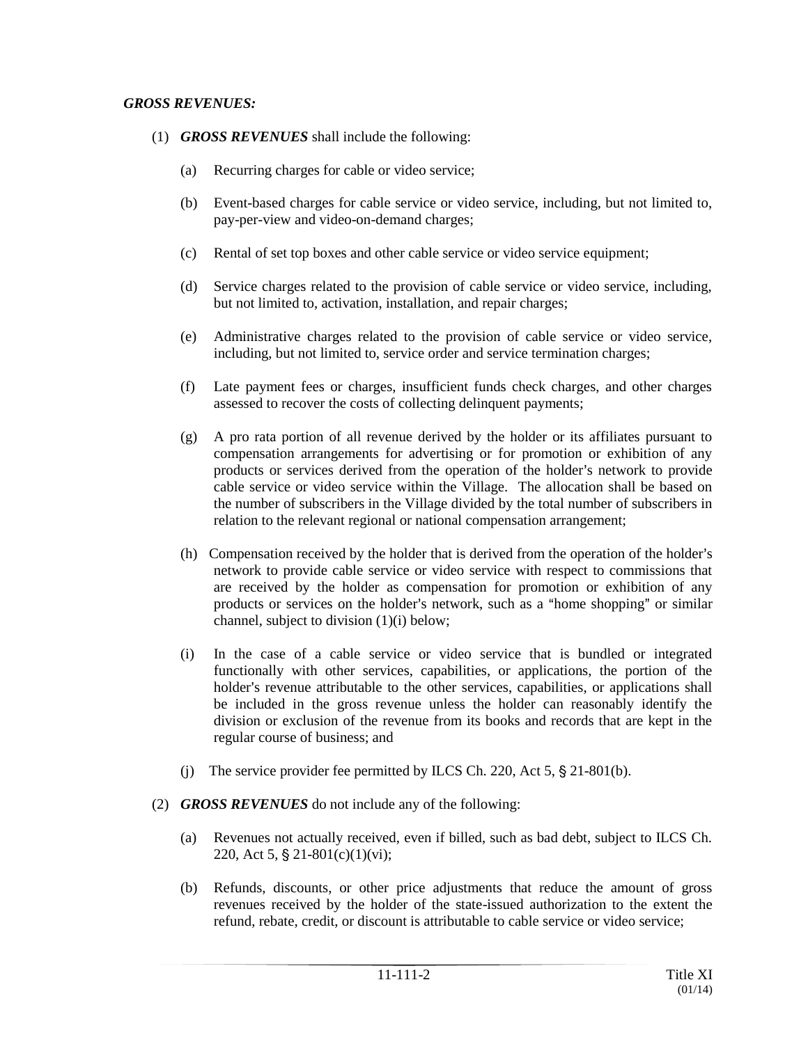***GROSS REVENUES:***

(1) ***GROSS REVENUES*** shall include the following:

(a) Recurring charges for cable or video service;

(b) Event-based charges for cable service or video service, including, but not limited to, pay-per-view and video-on-demand charges;

(c) Rental of set top boxes and other cable service or video service equipment;

(d) Service charges related to the provision of cable service or video service, including, but not limited to, activation, installation, and repair charges;

(e) Administrative charges related to the provision of cable service or video service, including, but not limited to, service order and service termination charges;

(f) Late payment fees or charges, insufficient funds check charges, and other charges assessed to recover the costs of collecting delinquent payments;

(g) A pro rata portion of all revenue derived by the holder or its affiliates pursuant to compensation arrangements for advertising or for promotion or exhibition of any products or services derived from the operation of the holder's network to provide cable service or video service within the Village. The allocation shall be based on the number of subscribers in the Village divided by the total number of subscribers in relation to the relevant regional or national compensation arrangement;

(h) Compensation received by the holder that is derived from the operation of the holder's network to provide cable service or video service with respect to commissions that are received by the holder as compensation for promotion or exhibition of any products or services on the holder's network, such as a "home shopping" or similar channel, subject to division (1)(i) below;

(i) In the case of a cable service or video service that is bundled or integrated functionally with other services, capabilities, or applications, the portion of the holder's revenue attributable to the other services, capabilities, or applications shall be included in the gross revenue unless the holder can reasonably identify the division or exclusion of the revenue from its books and records that are kept in the regular course of business; and

(j) The service provider fee permitted by ILCS Ch. 220, Act 5, § 21-801(b).

(2) ***GROSS REVENUES*** do not include any of the following:

(a) Revenues not actually received, even if billed, such as bad debt, subject to ILCS Ch. 220, Act 5, § 21-801(c)(1)(vi);

(b) Refunds, discounts, or other price adjustments that reduce the amount of gross revenues received by the holder of the state-issued authorization to the extent the refund, rebate, credit, or discount is attributable to cable service or video service;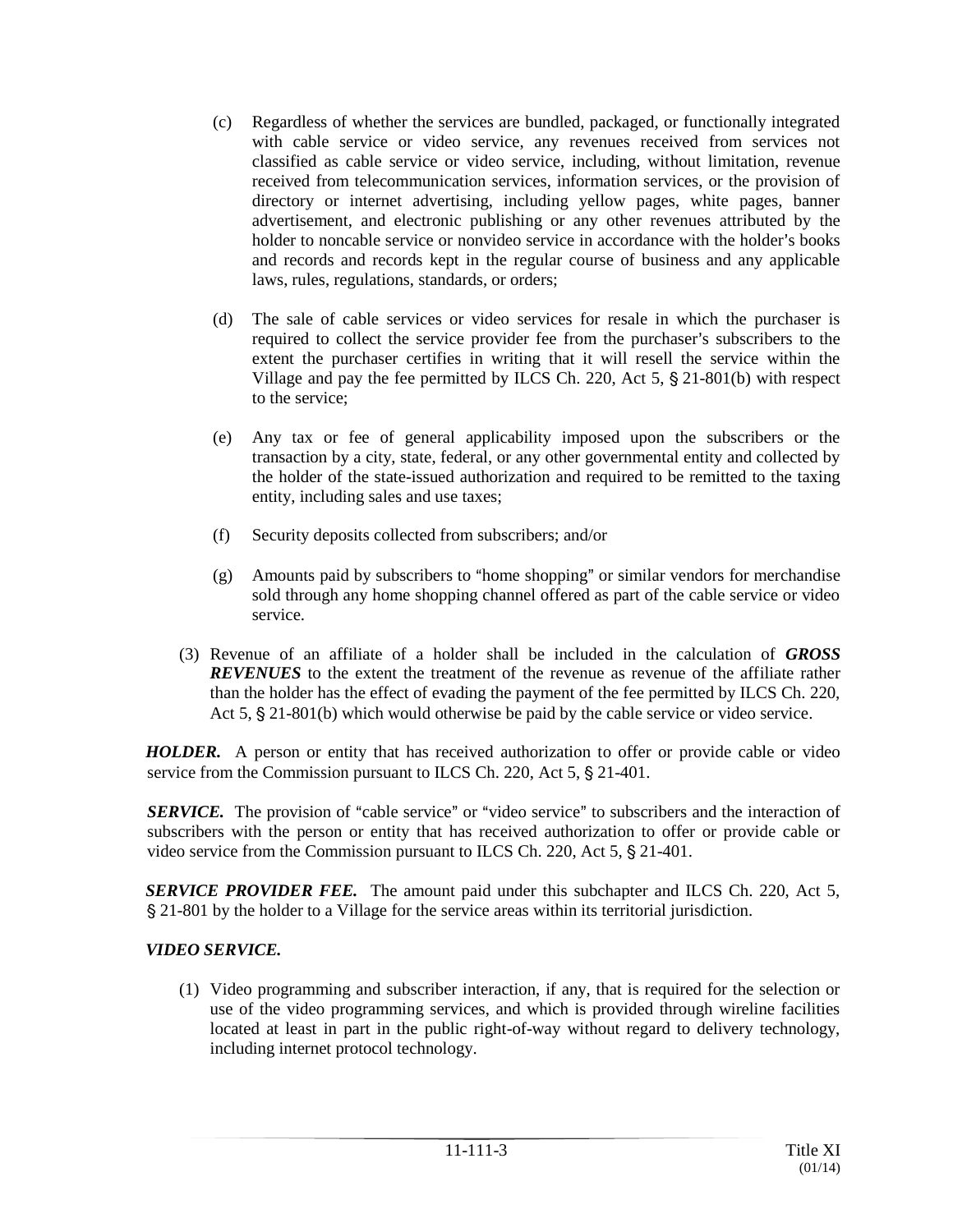(c) Regardless of whether the services are bundled, packaged, or functionally integrated with cable service or video service, any revenues received from services not classified as cable service or video service, including, without limitation, revenue received from telecommunication services, information services, or the provision of directory or internet advertising, including yellow pages, white pages, banner advertisement, and electronic publishing or any other revenues attributed by the holder to noncable service or nonvideo service in accordance with the holder's books and records and records kept in the regular course of business and any applicable laws, rules, regulations, standards, or orders;

(d) The sale of cable services or video services for resale in which the purchaser is required to collect the service provider fee from the purchaser's subscribers to the extent the purchaser certifies in writing that it will resell the service within the Village and pay the fee permitted by ILCS Ch. 220, Act 5, § 21-801(b) with respect to the service;

(e) Any tax or fee of general applicability imposed upon the subscribers or the transaction by a city, state, federal, or any other governmental entity and collected by the holder of the state-issued authorization and required to be remitted to the taxing entity, including sales and use taxes;

(f) Security deposits collected from subscribers; and/or

(g) Amounts paid by subscribers to "home shopping" or similar vendors for merchandise sold through any home shopping channel offered as part of the cable service or video service.

(3) Revenue of an affiliate of a holder shall be included in the calculation of ***GROSS REVENUES*** to the extent the treatment of the revenue as revenue of the affiliate rather than the holder has the effect of evading the payment of the fee permitted by ILCS Ch. 220, Act 5, § 21-801(b) which would otherwise be paid by the cable service or video service.

***HOLDER.*** A person or entity that has received authorization to offer or provide cable or video service from the Commission pursuant to ILCS Ch. 220, Act 5, § 21-401.

***SERVICE.*** The provision of "cable service" or "video service" to subscribers and the interaction of subscribers with the person or entity that has received authorization to offer or provide cable or video service from the Commission pursuant to ILCS Ch. 220, Act 5, § 21-401.

***SERVICE PROVIDER FEE.*** The amount paid under this subchapter and ILCS Ch. 220, Act 5, § 21-801 by the holder to a Village for the service areas within its territorial jurisdiction.

***VIDEO SERVICE.***

(1) Video programming and subscriber interaction, if any, that is required for the selection or use of the video programming services, and which is provided through wireline facilities located at least in part in the public right-of-way without regard to delivery technology, including internet protocol technology.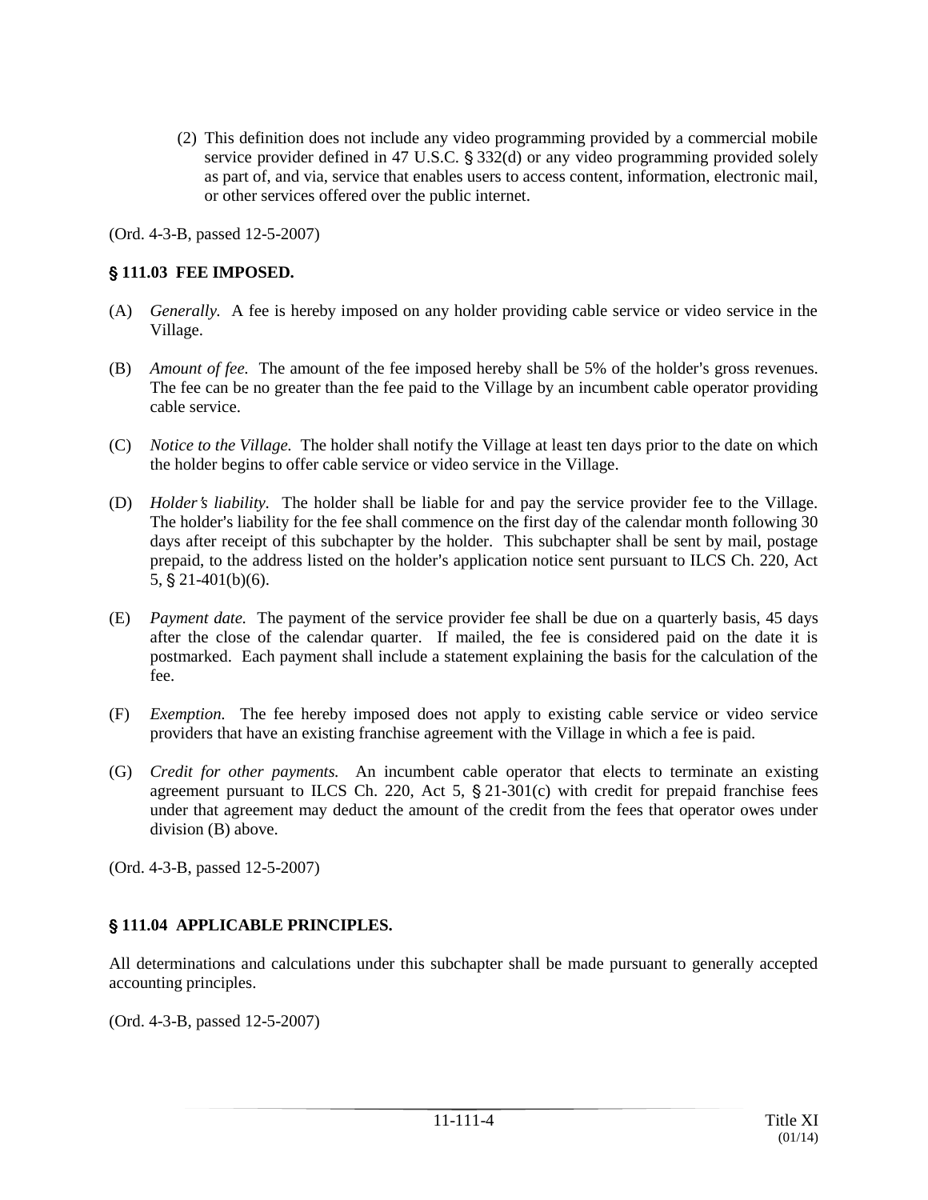(2) This definition does not include any video programming provided by a commercial mobile service provider defined in 47 U.S.C. § 332(d) or any video programming provided solely as part of, and via, service that enables users to access content, information, electronic mail, or other services offered over the public internet.

(Ord. 4-3-B, passed 12-5-2007)

### § 111.03 FEE IMPOSED.

(A) *Generally.* A fee is hereby imposed on any holder providing cable service or video service in the Village.

(B) *Amount of fee.* The amount of the fee imposed hereby shall be 5% of the holder's gross revenues. The fee can be no greater than the fee paid to the Village by an incumbent cable operator providing cable service.

(C) *Notice to the Village.* The holder shall notify the Village at least ten days prior to the date on which the holder begins to offer cable service or video service in the Village.

(D) *Holder's liability*. The holder shall be liable for and pay the service provider fee to the Village. The holder's liability for the fee shall commence on the first day of the calendar month following 30 days after receipt of this subchapter by the holder. This subchapter shall be sent by mail, postage prepaid, to the address listed on the holder's application notice sent pursuant to ILCS Ch. 220, Act 5, § 21-401(b)(6).

(E) *Payment date.* The payment of the service provider fee shall be due on a quarterly basis, 45 days after the close of the calendar quarter. If mailed, the fee is considered paid on the date it is postmarked. Each payment shall include a statement explaining the basis for the calculation of the fee.

(F) *Exemption.* The fee hereby imposed does not apply to existing cable service or video service providers that have an existing franchise agreement with the Village in which a fee is paid.

(G) *Credit for other payments.* An incumbent cable operator that elects to terminate an existing agreement pursuant to ILCS Ch. 220, Act 5, § 21-301(c) with credit for prepaid franchise fees under that agreement may deduct the amount of the credit from the fees that operator owes under division (B) above.

(Ord. 4-3-B, passed 12-5-2007)

### § 111.04 APPLICABLE PRINCIPLES.

All determinations and calculations under this subchapter shall be made pursuant to generally accepted accounting principles.

(Ord. 4-3-B, passed 12-5-2007)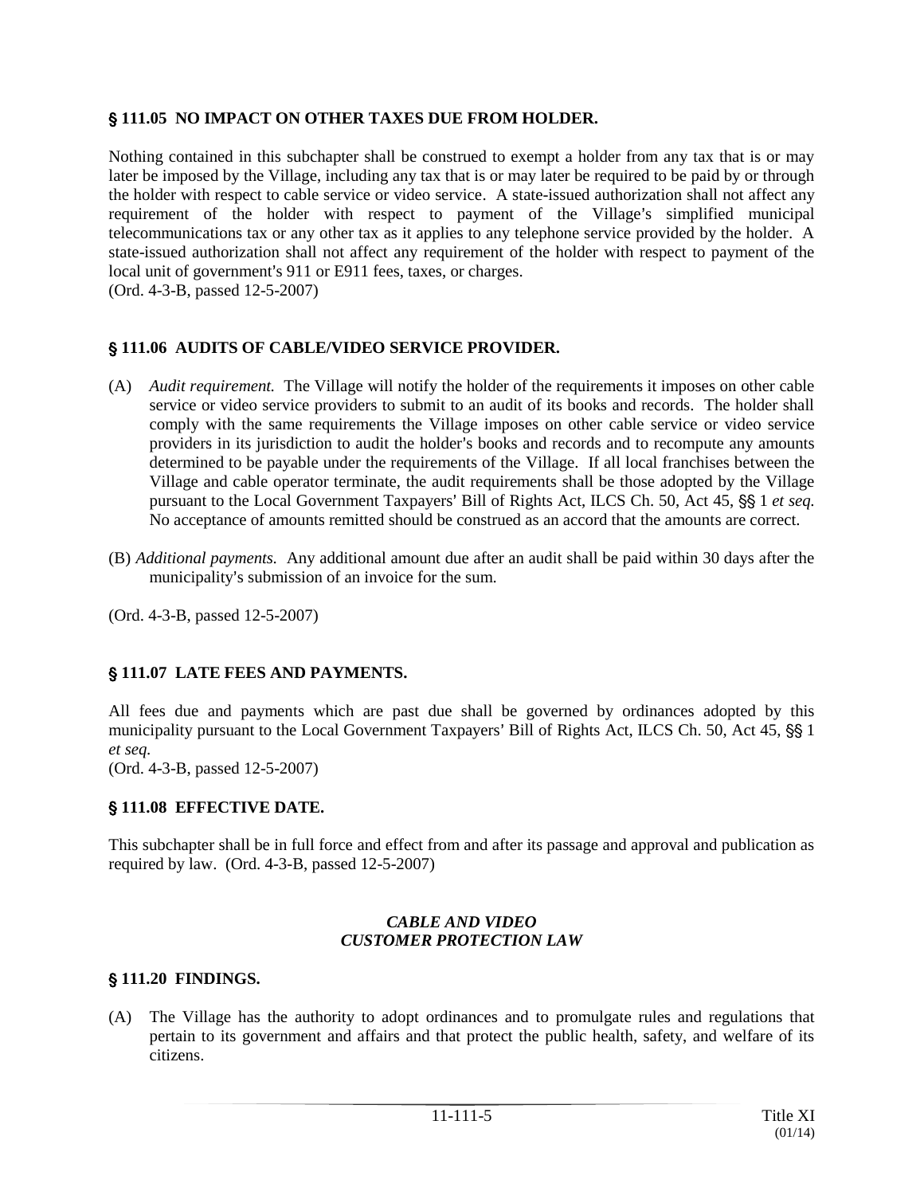## § 111.05 NO IMPACT ON OTHER TAXES DUE FROM HOLDER.

Nothing contained in this subchapter shall be construed to exempt a holder from any tax that is or may later be imposed by the Village, including any tax that is or may later be required to be paid by or through the holder with respect to cable service or video service. A state-issued authorization shall not affect any requirement of the holder with respect to payment of the Village's simplified municipal telecommunications tax or any other tax as it applies to any telephone service provided by the holder. A state-issued authorization shall not affect any requirement of the holder with respect to payment of the local unit of government's 911 or E911 fees, taxes, or charges.
(Ord. 4-3-B, passed 12-5-2007)

## § 111.06 AUDITS OF CABLE/VIDEO SERVICE PROVIDER.

(A) *Audit requirement.* The Village will notify the holder of the requirements it imposes on other cable service or video service providers to submit to an audit of its books and records. The holder shall comply with the same requirements the Village imposes on other cable service or video service providers in its jurisdiction to audit the holder's books and records and to recompute any amounts determined to be payable under the requirements of the Village. If all local franchises between the Village and cable operator terminate, the audit requirements shall be those adopted by the Village pursuant to the Local Government Taxpayers' Bill of Rights Act, ILCS Ch. 50, Act 45, §§ 1 *et seq.* No acceptance of amounts remitted should be construed as an accord that the amounts are correct.

(B) *Additional payments.* Any additional amount due after an audit shall be paid within 30 days after the municipality's submission of an invoice for the sum.

(Ord. 4-3-B, passed 12-5-2007)

## § 111.07 LATE FEES AND PAYMENTS.

All fees due and payments which are past due shall be governed by ordinances adopted by this municipality pursuant to the Local Government Taxpayers' Bill of Rights Act, ILCS Ch. 50, Act 45, §§ 1 *et seq.*
(Ord. 4-3-B, passed 12-5-2007)

## § 111.08 EFFECTIVE DATE.

This subchapter shall be in full force and effect from and after its passage and approval and publication as required by law. (Ord. 4-3-B, passed 12-5-2007)

### *CABLE AND VIDEO CUSTOMER PROTECTION LAW*

## § 111.20 FINDINGS.

(A) The Village has the authority to adopt ordinances and to promulgate rules and regulations that pertain to its government and affairs and that protect the public health, safety, and welfare of its citizens.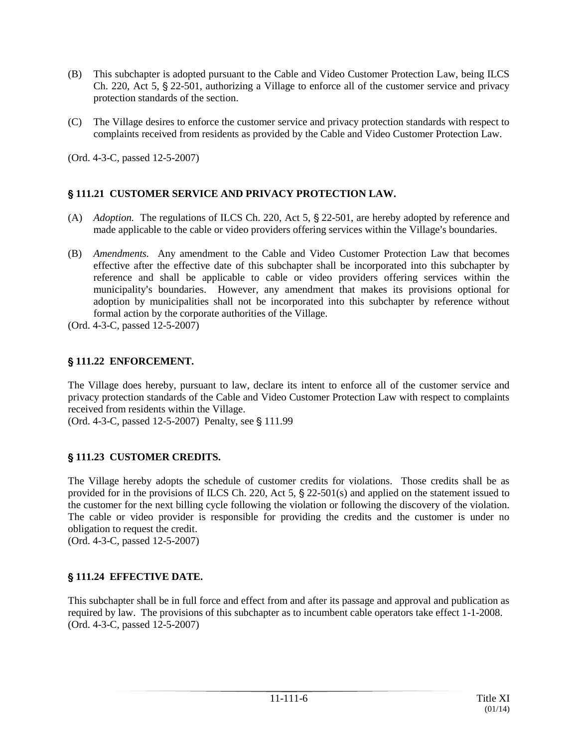(B) This subchapter is adopted pursuant to the Cable and Video Customer Protection Law, being ILCS Ch. 220, Act 5, § 22-501, authorizing a Village to enforce all of the customer service and privacy protection standards of the section.

(C) The Village desires to enforce the customer service and privacy protection standards with respect to complaints received from residents as provided by the Cable and Video Customer Protection Law.

(Ord. 4-3-C, passed 12-5-2007)

### § 111.21 CUSTOMER SERVICE AND PRIVACY PROTECTION LAW.

(A) *Adoption.* The regulations of ILCS Ch. 220, Act 5, § 22-501, are hereby adopted by reference and made applicable to the cable or video providers offering services within the Village's boundaries.

(B) *Amendments.* Any amendment to the Cable and Video Customer Protection Law that becomes effective after the effective date of this subchapter shall be incorporated into this subchapter by reference and shall be applicable to cable or video providers offering services within the municipality's boundaries. However, any amendment that makes its provisions optional for adoption by municipalities shall not be incorporated into this subchapter by reference without formal action by the corporate authorities of the Village.

(Ord. 4-3-C, passed 12-5-2007)

### § 111.22 ENFORCEMENT.

The Village does hereby, pursuant to law, declare its intent to enforce all of the customer service and privacy protection standards of the Cable and Video Customer Protection Law with respect to complaints received from residents within the Village.

(Ord. 4-3-C, passed 12-5-2007) Penalty, see § 111.99

### § 111.23 CUSTOMER CREDITS.

The Village hereby adopts the schedule of customer credits for violations. Those credits shall be as provided for in the provisions of ILCS Ch. 220, Act 5, § 22-501(s) and applied on the statement issued to the customer for the next billing cycle following the violation or following the discovery of the violation. The cable or video provider is responsible for providing the credits and the customer is under no obligation to request the credit.

(Ord. 4-3-C, passed 12-5-2007)

### § 111.24 EFFECTIVE DATE.

This subchapter shall be in full force and effect from and after its passage and approval and publication as required by law. The provisions of this subchapter as to incumbent cable operators take effect 1-1-2008.

(Ord. 4-3-C, passed 12-5-2007)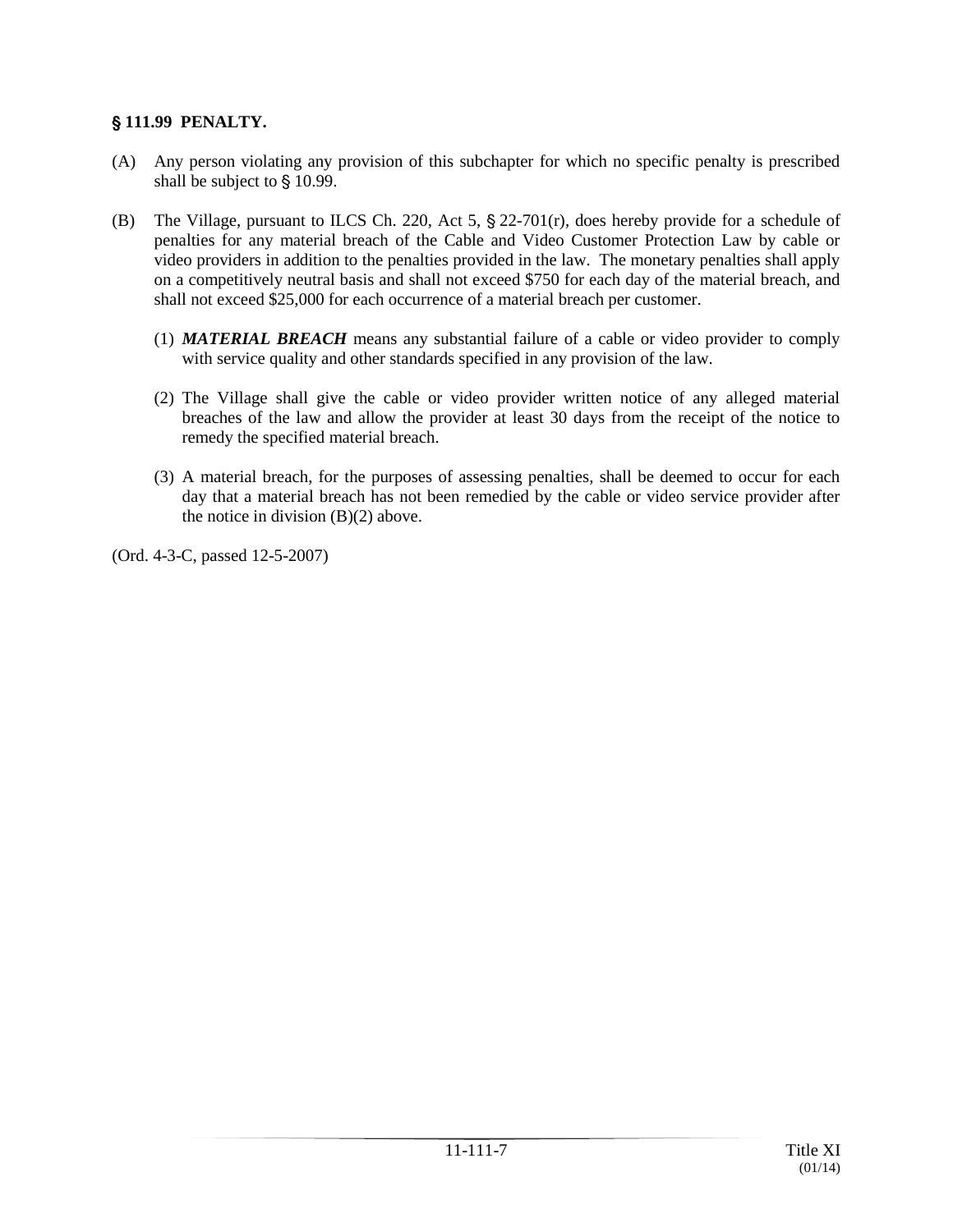## § 111.99 PENALTY.

(A) Any person violating any provision of this subchapter for which no specific penalty is prescribed shall be subject to § 10.99.

(B) The Village, pursuant to ILCS Ch. 220, Act 5, § 22-701(r), does hereby provide for a schedule of penalties for any material breach of the Cable and Video Customer Protection Law by cable or video providers in addition to the penalties provided in the law. The monetary penalties shall apply on a competitively neutral basis and shall not exceed $750 for each day of the material breach, and shall not exceed $25,000 for each occurrence of a material breach per customer.

(1) ***MATERIAL BREACH*** means any substantial failure of a cable or video provider to comply with service quality and other standards specified in any provision of the law.

(2) The Village shall give the cable or video provider written notice of any alleged material breaches of the law and allow the provider at least 30 days from the receipt of the notice to remedy the specified material breach.

(3) A material breach, for the purposes of assessing penalties, shall be deemed to occur for each day that a material breach has not been remedied by the cable or video service provider after the notice in division (B)(2) above.

(Ord. 4-3-C, passed 12-5-2007)